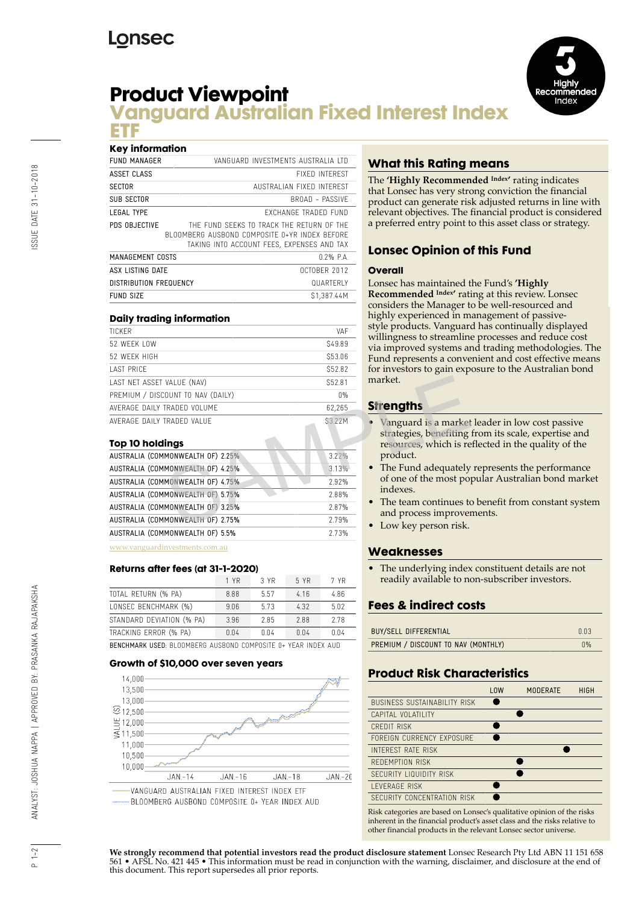# Product Viewpoint

## Vanguard Australian Fixed Interest Index ETF

5 Highly Recommended Index

### Key information

| | |
|---|---|
| FUND MANAGER | VANGUARD INVESTMENTS AUSTRALIA LTD |
| ASSET CLASS | FIXED INTEREST |
| SECTOR | AUSTRALIAN FIXED INTEREST |
| SUB SECTOR | BROAD - PASSIVE |
| LEGAL TYPE | EXCHANGE TRADED FUND |
| PDS OBJECTIVE | THE FUND SEEKS TO TRACK THE RETURN OF THE BLOOMBERG AUSBOND COMPOSITE 0+YR INDEX BEFORE TAKING INTO ACCOUNT FEES, EXPENSES AND TAX |
| MANAGEMENT COSTS | 0.2% P.A. |
| ASX LISTING DATE | OCTOBER 2012 |
| DISTRIBUTION FREQUENCY | QUARTERLY |
| FUND SIZE | $1,387.44M |

### Daily trading information

| | |
|---|---|
| TICKER | VAF |
| 52 WEEK LOW | $49.89 |
| 52 WEEK HIGH | $53.06 |
| LAST PRICE | $52.82 |
| LAST NET ASSET VALUE (NAV) | $52.81 |
| PREMIUM / DISCOUNT TO NAV (DAILY) | 0% |
| AVERAGE DAILY TRADED VOLUME | 62,265 |
| AVERAGE DAILY TRADED VALUE | $3.22M |

### Top 10 holdings

| | |
|---|---|
| AUSTRALIA (COMMONWEALTH OF) 2.25% | 3.22% |
| AUSTRALIA (COMMONWEALTH OF) 4.25% | 3.13% |
| AUSTRALIA (COMMONWEALTH OF) 4.75% | 2.92% |
| AUSTRALIA (COMMONWEALTH OF) 5.75% | 2.88% |
| AUSTRALIA (COMMONWEALTH OF) 3.25% | 2.87% |
| AUSTRALIA (COMMONWEALTH OF) 2.75% | 2.79% |
| AUSTRALIA (COMMONWEALTH OF) 5.5% | 2.73% |

www.vanguardinvestments.com.au

### Returns after fees (at 31-1-2020)

| | 1 YR | 3 YR | 5 YR | 7 YR |
|---|---|---|---|---|
| TOTAL RETURN (% PA) | 8.88 | 5.57 | 4.16 | 4.86 |
| LONSEC BENCHMARK (%) | 9.06 | 5.73 | 4.32 | 5.02 |
| STANDARD DEVIATION (% PA) | 3.96 | 2.85 | 2.88 | 2.78 |
| TRACKING ERROR (% PA) | 0.04 | 0.04 | 0.04 | 0.04 |

BENCHMARK USED: BLOOMBERG AUSBOND COMPOSITE 0+ YEAR INDEX AUD

### Growth of $10,000 over seven years

VANGUARD AUSTRALIAN FIXED INTEREST INDEX ETF
BLOOMBERG AUSBOND COMPOSITE 0+ YEAR INDEX AUD

## What this Rating means

The **'Highly Recommended Index'** rating indicates that Lonsec has very strong conviction the financial product can generate risk adjusted returns in line with relevant objectives. The financial product is considered a preferred entry point to this asset class or strategy.

## Lonsec Opinion of this Fund

### Overall

Lonsec has maintained the Fund's **'Highly Recommended Index'** rating at this review. Lonsec considers the Manager to be well-resourced and highly experienced in management of passive-style products. Vanguard has continually displayed willingness to streamline processes and reduce cost via improved systems and trading methodologies. The Fund represents a convenient and cost effective means for investors to gain exposure to the Australian bond market.

### Strengths

- Vanguard is a market leader in low cost passive strategies, benefiting from its scale, expertise and resources, which is reflected in the quality of the product.
- The Fund adequately represents the performance of one of the most popular Australian bond market indexes.
- The team continues to benefit from constant system and process improvements.
- Low key person risk.

### Weaknesses

- The underlying index constituent details are not readily available to non-subscriber investors.

## Fees & indirect costs

| | |
|---|---|
| BUY/SELL DIFFERENTIAL | 0.03 |
| PREMIUM / DISCOUNT TO NAV (MONTHLY) | 0% |

## Product Risk Characteristics

| | LOW | MODERATE | HIGH |
|---|---|---|---|
| BUSINESS SUSTAINABILITY RISK | ● | | |
| CAPITAL VOLATILITY | | ● | |
| CREDIT RISK | ● | | |
| FOREIGN CURRENCY EXPOSURE | ● | | |
| INTEREST RATE RISK | | | ● |
| REDEMPTION RISK | | ● | |
| SECURITY LIQUIDITY RISK | | ● | |
| LEVERAGE RISK | ● | | |
| SECURITY CONCENTRATION RISK | ● | | |

Risk categories are based on Lonsec's qualitative opinion of the risks inherent in the financial product's asset class and the risks relative to other financial products in the relevant Lonsec sector universe.

**We strongly recommend that potential investors read the product disclosure statement** Lonsec Research Pty Ltd ABN 11 151 658 561 • AFSL No. 421 445 • This information must be read in conjunction with the warning, disclaimer, and disclosure at the end of this document. This report supersedes all prior reports.

ISSUE DATE 31-10-2018

ANALYST: JOSHUA NAPPA | APPROVED BY: PRASANKA RAJAPAKSHA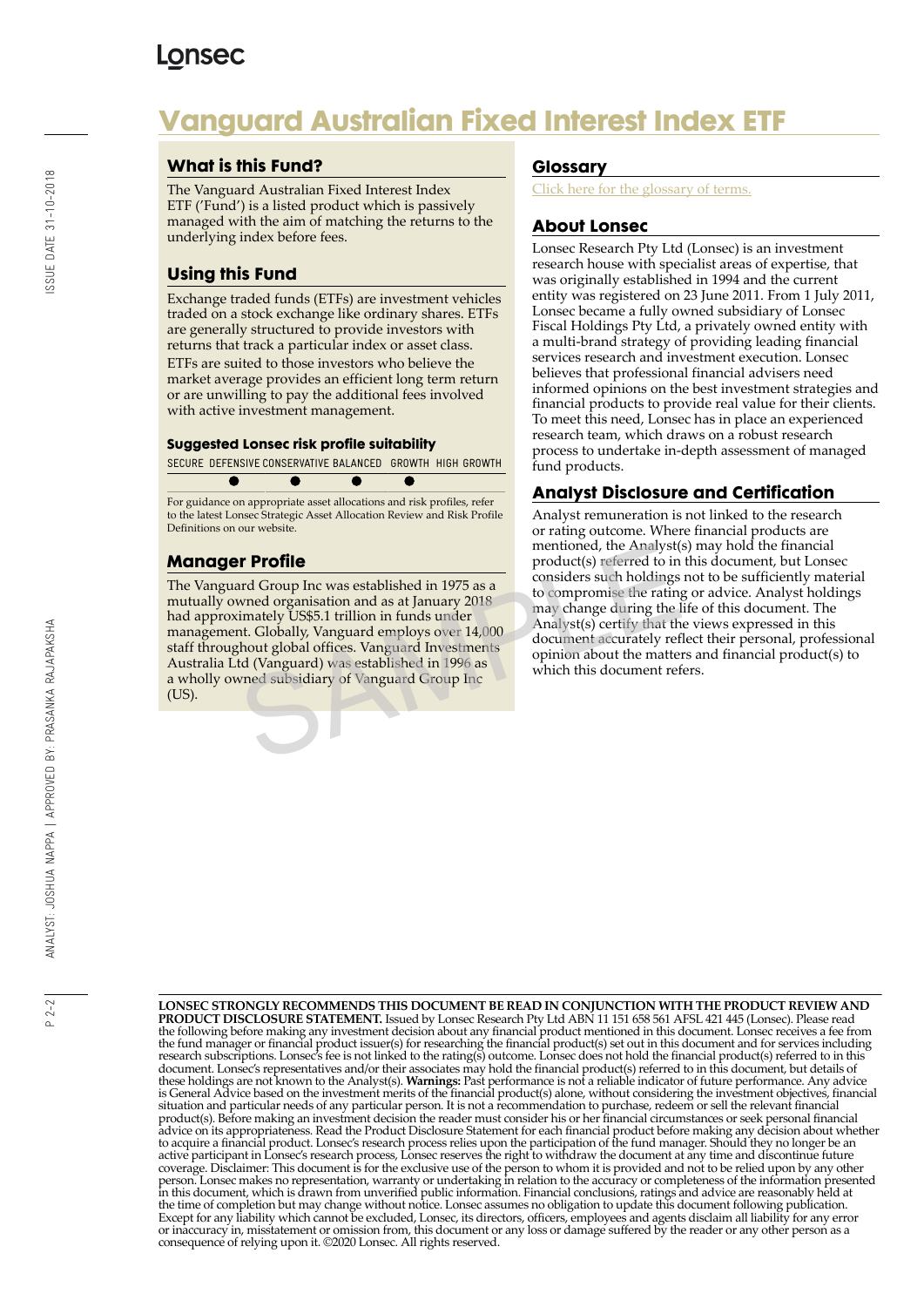# Vanguard Australian Fixed Interest Index ETF

## What is this Fund?

The Vanguard Australian Fixed Interest Index ETF ('Fund') is a listed product which is passively managed with the aim of matching the returns to the underlying index before fees.

## Using this Fund

Exchange traded funds (ETFs) are investment vehicles traded on a stock exchange like ordinary shares. ETFs are generally structured to provide investors with returns that track a particular index or asset class.

ETFs are suited to those investors who believe the market average provides an efficient long term return or are unwilling to pay the additional fees involved with active investment management.

### Suggested Lonsec risk profile suitability

| SECURE | DEFENSIVE | CONSERVATIVE | BALANCED | GROWTH | HIGH GROWTH |
|---|---|---|---|---|---|
| | ● | ● | ● | ● | |

For guidance on appropriate asset allocations and risk profiles, refer to the latest Lonsec Strategic Asset Allocation Review and Risk Profile Definitions on our website.

## Manager Profile

The Vanguard Group Inc was established in 1975 as a mutually owned organisation and as at January 2018 had approximately US$5.1 trillion in funds under management. Globally, Vanguard employs over 14,000 staff throughout global offices. Vanguard Investments Australia Ltd (Vanguard) was established in 1996 as a wholly owned subsidiary of Vanguard Group Inc (US).

## Glossary

Click here for the glossary of terms.

## About Lonsec

Lonsec Research Pty Ltd (Lonsec) is an investment research house with specialist areas of expertise, that was originally established in 1994 and the current entity was registered on 23 June 2011. From 1 July 2011, Lonsec became a fully owned subsidiary of Lonsec Fiscal Holdings Pty Ltd, a privately owned entity with a multi-brand strategy of providing leading financial services research and investment execution. Lonsec believes that professional financial advisers need informed opinions on the best investment strategies and financial products to provide real value for their clients. To meet this need, Lonsec has in place an experienced research team, which draws on a robust research process to undertake in-depth assessment of managed fund products.

## Analyst Disclosure and Certification

Analyst remuneration is not linked to the research or rating outcome. Where financial products are mentioned, the Analyst(s) may hold the financial product(s) referred to in this document, but Lonsec considers such holdings not to be sufficiently material to compromise the rating or advice. Analyst holdings may change during the life of this document. The Analyst(s) certify that the views expressed in this document accurately reflect their personal, professional opinion about the matters and financial product(s) to which this document refers.

**LONSEC STRONGLY RECOMMENDS THIS DOCUMENT BE READ IN CONJUNCTION WITH THE PRODUCT REVIEW AND PRODUCT DISCLOSURE STATEMENT.** Issued by Lonsec Research Pty Ltd ABN 11 151 658 561 AFSL 421 445 (Lonsec). Please read the following before making any investment decision about any financial product mentioned in this document. Lonsec receives a fee from the fund manager or financial product issuer(s) for researching the financial product(s) set out in this document and for services including research subscriptions. Lonsec's fee is not linked to the rating(s) outcome. Lonsec does not hold the financial product(s) referred to in this document. Lonsec's representatives and/or their associates may hold the financial product(s) referred to in this document, but details of these holdings are not known to the Analyst(s). **Warnings:** Past performance is not a reliable indicator of future performance. Any advice is General Advice based on the investment merits of the financial product(s) alone, without considering the investment objectives, financial situation and particular needs of any particular person. It is not a recommendation to purchase, redeem or sell the relevant financial product(s). Before making an investment decision the reader must consider his or her financial circumstances or seek personal financial advice on its appropriateness. Read the Product Disclosure Statement for each financial product before making any decision about whether to acquire a financial product. Lonsec's research process relies upon the participation of the fund manager. Should they no longer be an active participant in Lonsec's research process, Lonsec reserves the right to withdraw the document at any time and discontinue future coverage. Disclaimer: This document is for the exclusive use of the person to whom it is provided and not to be relied upon by any other person. Lonsec makes no representation, warranty or undertaking in relation to the accuracy or completeness of the information presented in this document, which is drawn from unverified public information. Financial conclusions, ratings and advice are reasonably held at the time of completion but may change without notice. Lonsec assumes no obligation to update this document following publication. Except for any liability which cannot be excluded, Lonsec, its directors, officers, employees and agents disclaim all liability for any error or inaccuracy in, misstatement or omission from, this document or any loss or damage suffered by the reader or any other person as a consequence of relying upon it. ©2020 Lonsec. All rights reserved.